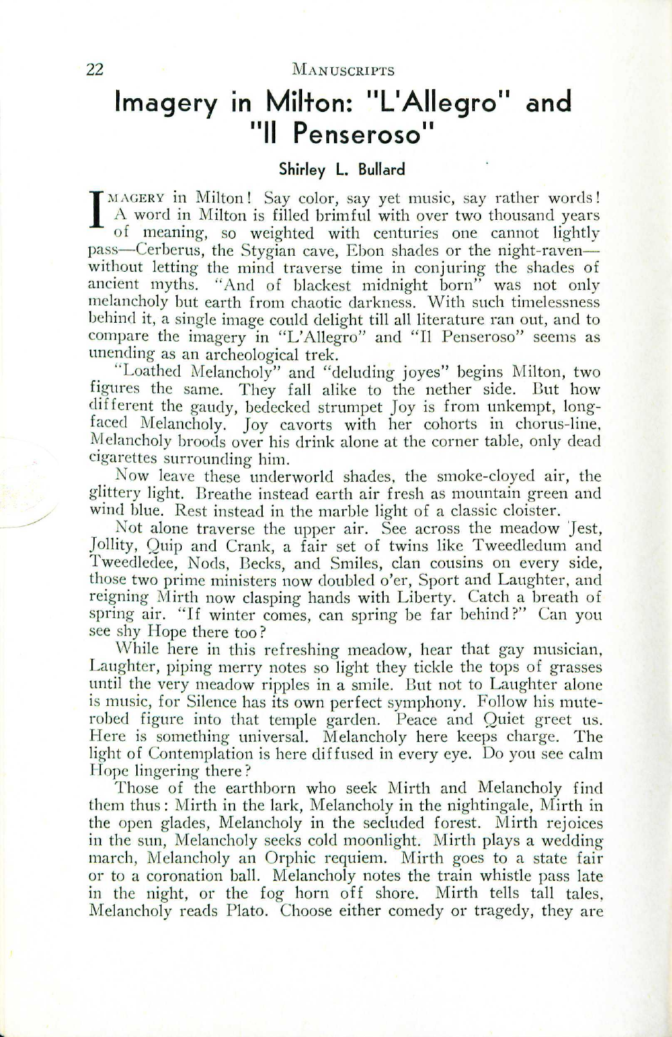# Imagery in Milton: "L'Allegro" and "Il Penseroso"

### Shirley L. Bullard

IMAGERY in Milton! Say color, say yet music, say rather words! A word in Milton is filled brimful with over two thousand years of meaning, so weighted with centuries one cannot lightly pass—Cerberus, the Stygian cave, Ebon shades or the night-raven—without letting the mind traverse time in conjuring the shades of ancient myths. "And of blackest midnight born" was not only melancholy but earth from chaotic darkness. With such timelessness behind it, a single image could delight till all literature ran out, and to compare the imagery in "L'Allegro" and "Il Penseroso" seems as unending as an archeological trek.

"Loathed Melancholy" and "deluding joyes" begins Milton, two figures the same. They fall alike to the nether side. But how different the gaudy, bedecked strumpet Joy is from unkempt, long-faced Melancholy. Joy cavorts with her cohorts in chorus-line, Melancholy broods over his drink alone at the corner table, only dead cigarettes surrounding him.

Now leave these underworld shades, the smoke-cloyed air, the glittery light. Breathe instead earth air fresh as mountain green and wind blue. Rest instead in the marble light of a classic cloister.

Not alone traverse the upper air. See across the meadow Jest, Jollity, Quip and Crank, a fair set of twins like Tweedledum and Tweedledee, Nods, Becks, and Smiles, clan cousins on every side, those two prime ministers now doubled o'er, Sport and Laughter, and reigning Mirth now clasping hands with Liberty. Catch a breath of spring air. "If winter comes, can spring be far behind?" Can you see shy Hope there too?

While here in this refreshing meadow, hear that gay musician, Laughter, piping merry notes so light they tickle the tops of grasses until the very meadow ripples in a smile. But not to Laughter alone is music, for Silence has its own perfect symphony. Follow his mute-robed figure into that temple garden. Peace and Quiet greet us. Here is something universal. Melancholy here keeps charge. The light of Contemplation is here diffused in every eye. Do you see calm Hope lingering there?

Those of the earthborn who seek Mirth and Melancholy find them thus: Mirth in the lark, Melancholy in the nightingale, Mirth in the open glades, Melancholy in the secluded forest. Mirth rejoices in the sun, Melancholy seeks cold moonlight. Mirth plays a wedding march, Melancholy an Orphic requiem. Mirth goes to a state fair or to a coronation ball. Melancholy notes the train whistle pass late in the night, or the fog horn off shore. Mirth tells tall tales, Melancholy reads Plato. Choose either comedy or tragedy, they are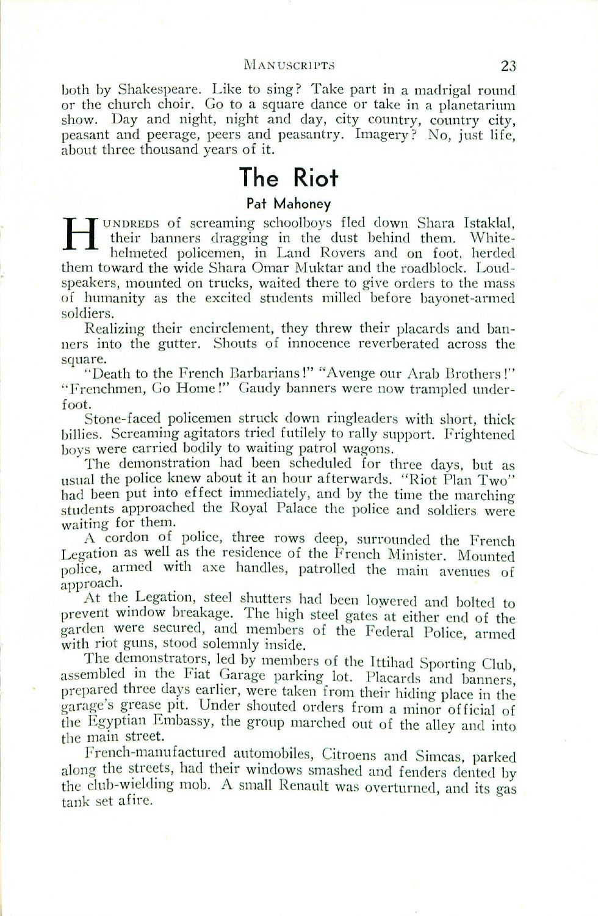both by Shakespeare. Like to sing? Take part in a madrigal round or the church choir. Go to a square dance or take in a planetarium show. Day and night, night and day, city country, country city, peasant and peerage, peers and peasantry. Imagery? No, just life, about three thousand years of it.

# The Riot

### Pat Mahoney

HUNDREDS of screaming schoolboys fled down Shara Istaklal, their banners dragging in the dust behind them. White-helmeted policemen, in Land Rovers and on foot, herded them toward the wide Shara Omar Muktar and the roadblock. Loudspeakers, mounted on trucks, waited there to give orders to the mass of humanity as the excited students milled before bayonet-armed soldiers.

Realizing their encirclement, they threw their placards and banners into the gutter. Shouts of innocence reverberated across the square.

"Death to the French Barbarians!" "Avenge our Arab Brothers!" "Frenchmen, Go Home!" Gaudy banners were now trampled underfoot.

Stone-faced policemen struck down ringleaders with short, thick billies. Screaming agitators tried futilely to rally support. Frightened boys were carried bodily to waiting patrol wagons.

The demonstration had been scheduled for three days, but as usual the police knew about it an hour afterwards. "Riot Plan Two" had been put into effect immediately, and by the time the marching students approached the Royal Palace the police and soldiers were waiting for them.

A cordon of police, three rows deep, surrounded the French Legation as well as the residence of the French Minister. Mounted police, armed with axe handles, patrolled the main avenues of approach.

At the Legation, steel shutters had been lowered and bolted to prevent window breakage. The high steel gates at either end of the garden were secured, and members of the Federal Police, armed with riot guns, stood solemnly inside.

The demonstrators, led by members of the Ittihad Sporting Club, assembled in the Fiat Garage parking lot. Placards and banners, prepared three days earlier, were taken from their hiding place in the garage's grease pit. Under shouted orders from a minor official of the Egyptian Embassy, the group marched out of the alley and into the main street.

French-manufactured automobiles, Citroens and Simcas, parked along the streets, had their windows smashed and fenders dented by the club-wielding mob. A small Renault was overturned, and its gas tank set afire.